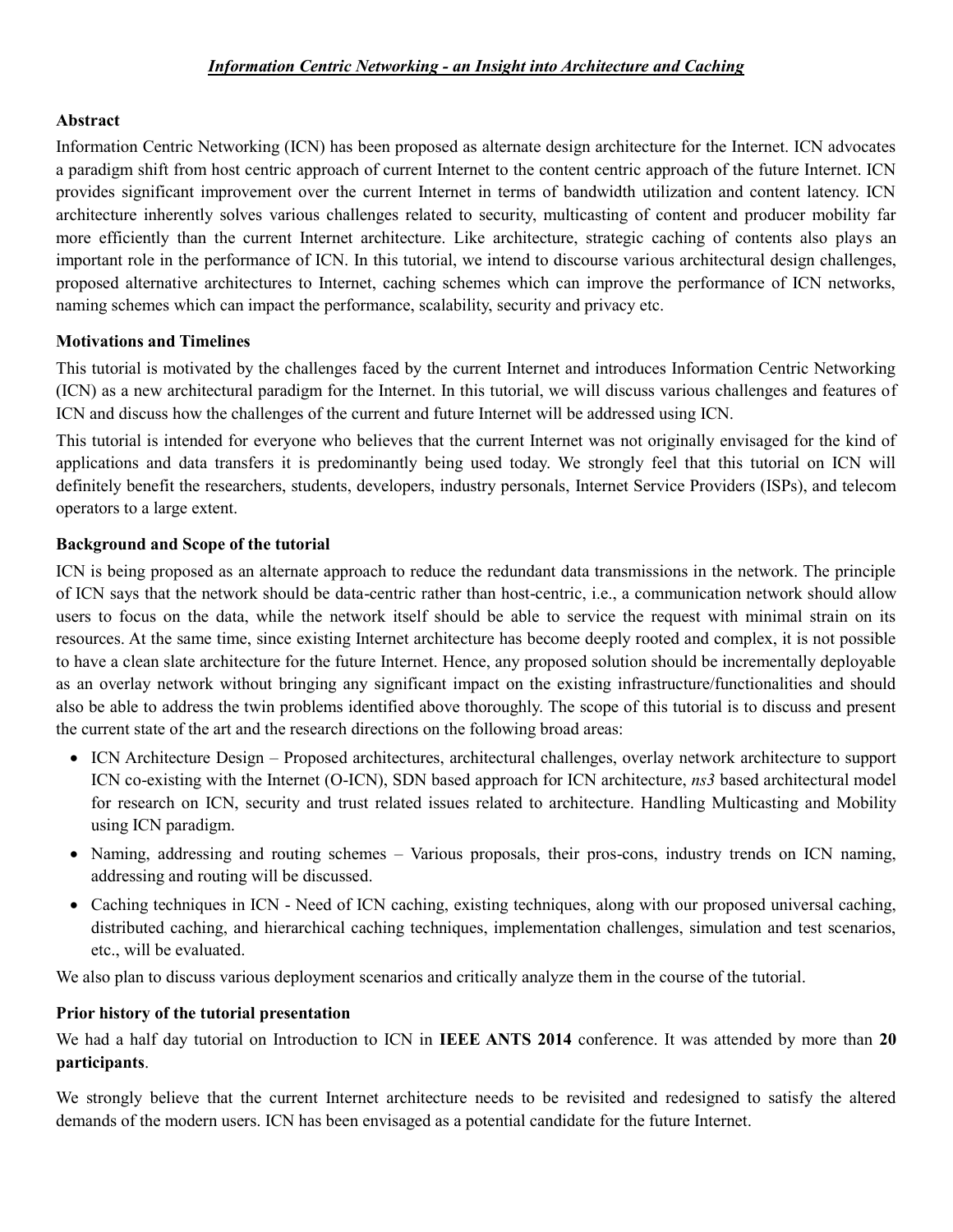# *Information Centric Networking - an Insight into Architecture and Caching*

**Abstract**

Information Centric Networking (ICN) has been proposed as alternate design architecture for the Internet. ICN advocates a paradigm shift from host centric approach of current Internet to the content centric approach of the future Internet. ICN provides significant improvement over the current Internet in terms of bandwidth utilization and content latency. ICN architecture inherently solves various challenges related to security, multicasting of content and producer mobility far more efficiently than the current Internet architecture. Like architecture, strategic caching of contents also plays an important role in the performance of ICN. In this tutorial, we intend to discourse various architectural design challenges, proposed alternative architectures to Internet, caching schemes which can improve the performance of ICN networks, naming schemes which can impact the performance, scalability, security and privacy etc.

**Motivations and Timelines**

This tutorial is motivated by the challenges faced by the current Internet and introduces Information Centric Networking (ICN) as a new architectural paradigm for the Internet. In this tutorial, we will discuss various challenges and features of ICN and discuss how the challenges of the current and future Internet will be addressed using ICN.

This tutorial is intended for everyone who believes that the current Internet was not originally envisaged for the kind of applications and data transfers it is predominantly being used today. We strongly feel that this tutorial on ICN will definitely benefit the researchers, students, developers, industry personals, Internet Service Providers (ISPs), and telecom operators to a large extent.

**Background and Scope of the tutorial**

ICN is being proposed as an alternate approach to reduce the redundant data transmissions in the network. The principle of ICN says that the network should be data-centric rather than host-centric, i.e., a communication network should allow users to focus on the data, while the network itself should be able to service the request with minimal strain on its resources. At the same time, since existing Internet architecture has become deeply rooted and complex, it is not possible to have a clean slate architecture for the future Internet. Hence, any proposed solution should be incrementally deployable as an overlay network without bringing any significant impact on the existing infrastructure/functionalities and should also be able to address the twin problems identified above thoroughly. The scope of this tutorial is to discuss and present the current state of the art and the research directions on the following broad areas:

- ICN Architecture Design – Proposed architectures, architectural challenges, overlay network architecture to support ICN co-existing with the Internet (O-ICN), SDN based approach for ICN architecture, *ns3* based architectural model for research on ICN, security and trust related issues related to architecture. Handling Multicasting and Mobility using ICN paradigm.
- Naming, addressing and routing schemes – Various proposals, their pros-cons, industry trends on ICN naming, addressing and routing will be discussed.
- Caching techniques in ICN - Need of ICN caching, existing techniques, along with our proposed universal caching, distributed caching, and hierarchical caching techniques, implementation challenges, simulation and test scenarios, etc., will be evaluated.

We also plan to discuss various deployment scenarios and critically analyze them in the course of the tutorial.

**Prior history of the tutorial presentation**

We had a half day tutorial on Introduction to ICN in **IEEE ANTS 2014** conference. It was attended by more than **20 participants**.

We strongly believe that the current Internet architecture needs to be revisited and redesigned to satisfy the altered demands of the modern users. ICN has been envisaged as a potential candidate for the future Internet.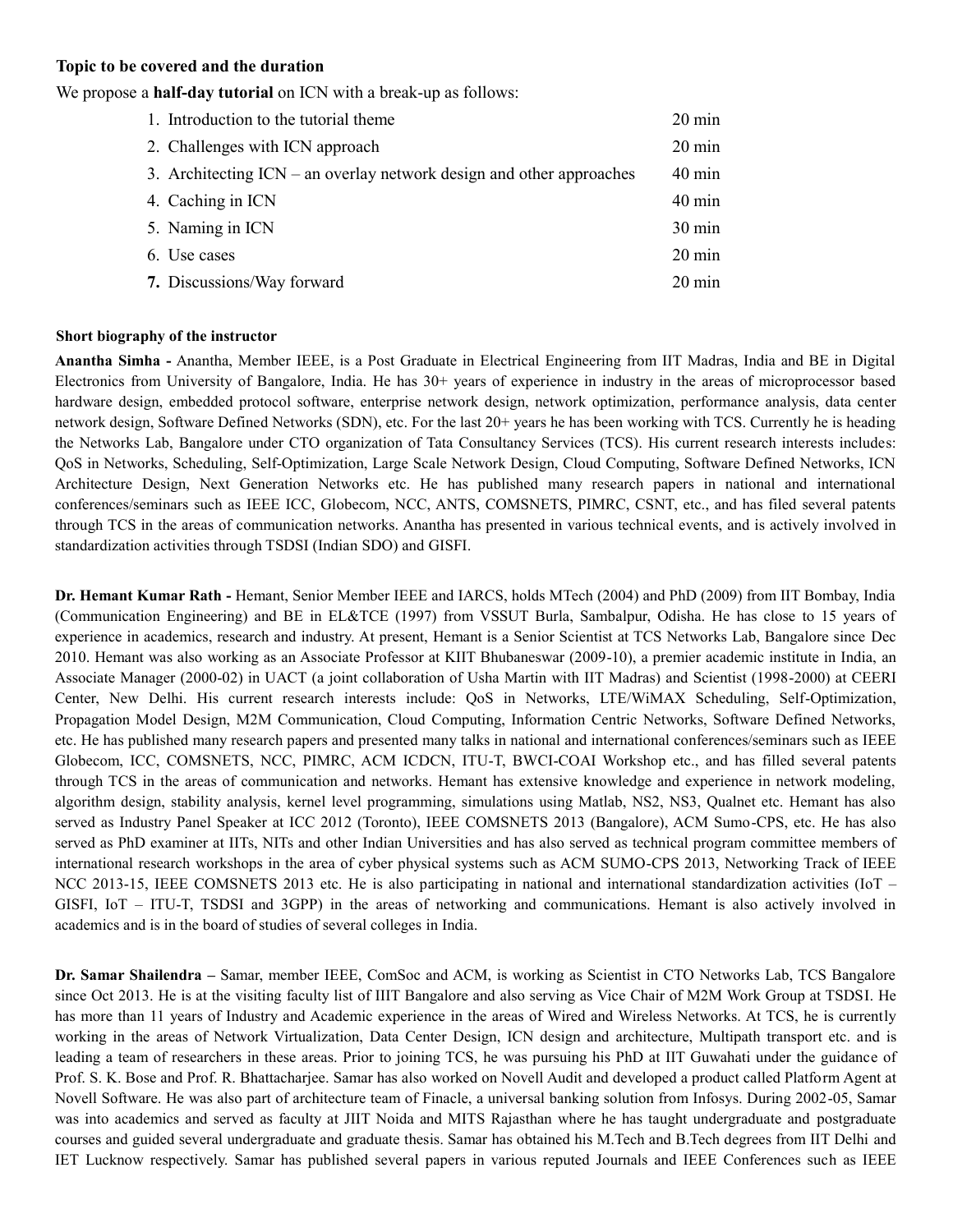**Topic to be covered and the duration**

We propose a **half-day tutorial** on ICN with a break-up as follows:

| | |
|---|---|
| 1. Introduction to the tutorial theme | 20 min |
| 2. Challenges with ICN approach | 20 min |
| 3. Architecting ICN – an overlay network design and other approaches | 40 min |
| 4. Caching in ICN | 40 min |
| 5. Naming in ICN | 30 min |
| 6. Use cases | 20 min |
| **7.** Discussions/Way forward | 20 min |

**Short biography of the instructor**

**Anantha Simha -** Anantha, Member IEEE, is a Post Graduate in Electrical Engineering from IIT Madras, India and BE in Digital Electronics from University of Bangalore, India. He has 30+ years of experience in industry in the areas of microprocessor based hardware design, embedded protocol software, enterprise network design, network optimization, performance analysis, data center network design, Software Defined Networks (SDN), etc. For the last 20+ years he has been working with TCS. Currently he is heading the Networks Lab, Bangalore under CTO organization of Tata Consultancy Services (TCS). His current research interests includes: QoS in Networks, Scheduling, Self-Optimization, Large Scale Network Design, Cloud Computing, Software Defined Networks, ICN Architecture Design, Next Generation Networks etc. He has published many research papers in national and international conferences/seminars such as IEEE ICC, Globecom, NCC, ANTS, COMSNETS, PIMRC, CSNT, etc., and has filed several patents through TCS in the areas of communication networks. Anantha has presented in various technical events, and is actively involved in standardization activities through TSDSI (Indian SDO) and GISFI.

**Dr. Hemant Kumar Rath -** Hemant, Senior Member IEEE and IARCS, holds MTech (2004) and PhD (2009) from IIT Bombay, India (Communication Engineering) and BE in EL&TCE (1997) from VSSUT Burla, Sambalpur, Odisha. He has close to 15 years of experience in academics, research and industry. At present, Hemant is a Senior Scientist at TCS Networks Lab, Bangalore since Dec 2010. Hemant was also working as an Associate Professor at KIIT Bhubaneswar (2009-10), a premier academic institute in India, an Associate Manager (2000-02) in UACT (a joint collaboration of Usha Martin with IIT Madras) and Scientist (1998-2000) at CEERI Center, New Delhi. His current research interests include: QoS in Networks, LTE/WiMAX Scheduling, Self-Optimization, Propagation Model Design, M2M Communication, Cloud Computing, Information Centric Networks, Software Defined Networks, etc. He has published many research papers and presented many talks in national and international conferences/seminars such as IEEE Globecom, ICC, COMSNETS, NCC, PIMRC, ACM ICDCN, ITU-T, BWCI-COAI Workshop etc., and has filled several patents through TCS in the areas of communication and networks. Hemant has extensive knowledge and experience in network modeling, algorithm design, stability analysis, kernel level programming, simulations using Matlab, NS2, NS3, Qualnet etc. Hemant has also served as Industry Panel Speaker at ICC 2012 (Toronto), IEEE COMSNETS 2013 (Bangalore), ACM Sumo-CPS, etc. He has also served as PhD examiner at IITs, NITs and other Indian Universities and has also served as technical program committee members of international research workshops in the area of cyber physical systems such as ACM SUMO-CPS 2013, Networking Track of IEEE NCC 2013-15, IEEE COMSNETS 2013 etc. He is also participating in national and international standardization activities (IoT – GISFI, IoT – ITU-T, TSDSI and 3GPP) in the areas of networking and communications. Hemant is also actively involved in academics and is in the board of studies of several colleges in India.

**Dr. Samar Shailendra –** Samar, member IEEE, ComSoc and ACM, is working as Scientist in CTO Networks Lab, TCS Bangalore since Oct 2013. He is at the visiting faculty list of IIIT Bangalore and also serving as Vice Chair of M2M Work Group at TSDSI. He has more than 11 years of Industry and Academic experience in the areas of Wired and Wireless Networks. At TCS, he is currently working in the areas of Network Virtualization, Data Center Design, ICN design and architecture, Multipath transport etc. and is leading a team of researchers in these areas. Prior to joining TCS, he was pursuing his PhD at IIT Guwahati under the guidance of Prof. S. K. Bose and Prof. R. Bhattacharjee. Samar has also worked on Novell Audit and developed a product called Platform Agent at Novell Software. He was also part of architecture team of Finacle, a universal banking solution from Infosys. During 2002-05, Samar was into academics and served as faculty at JIIT Noida and MITS Rajasthan where he has taught undergraduate and postgraduate courses and guided several undergraduate and graduate thesis. Samar has obtained his M.Tech and B.Tech degrees from IIT Delhi and IET Lucknow respectively. Samar has published several papers in various reputed Journals and IEEE Conferences such as IEEE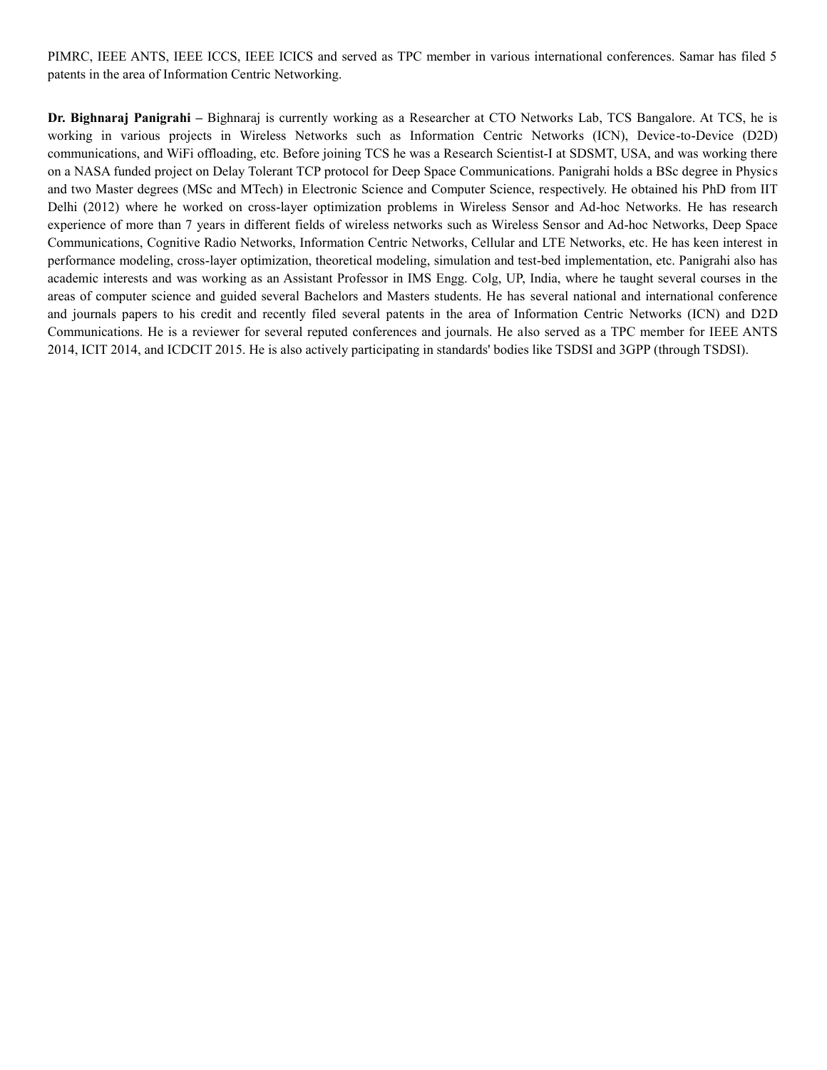PIMRC, IEEE ANTS, IEEE ICCS, IEEE ICICS and served as TPC member in various international conferences. Samar has filed 5 patents in the area of Information Centric Networking.

**Dr. Bighnaraj Panigrahi –** Bighnaraj is currently working as a Researcher at CTO Networks Lab, TCS Bangalore. At TCS, he is working in various projects in Wireless Networks such as Information Centric Networks (ICN), Device-to-Device (D2D) communications, and WiFi offloading, etc. Before joining TCS he was a Research Scientist-I at SDSMT, USA, and was working there on a NASA funded project on Delay Tolerant TCP protocol for Deep Space Communications. Panigrahi holds a BSc degree in Physics and two Master degrees (MSc and MTech) in Electronic Science and Computer Science, respectively. He obtained his PhD from IIT Delhi (2012) where he worked on cross-layer optimization problems in Wireless Sensor and Ad-hoc Networks. He has research experience of more than 7 years in different fields of wireless networks such as Wireless Sensor and Ad-hoc Networks, Deep Space Communications, Cognitive Radio Networks, Information Centric Networks, Cellular and LTE Networks, etc. He has keen interest in performance modeling, cross-layer optimization, theoretical modeling, simulation and test-bed implementation, etc. Panigrahi also has academic interests and was working as an Assistant Professor in IMS Engg. Colg, UP, India, where he taught several courses in the areas of computer science and guided several Bachelors and Masters students. He has several national and international conference and journals papers to his credit and recently filed several patents in the area of Information Centric Networks (ICN) and D2D Communications. He is a reviewer for several reputed conferences and journals. He also served as a TPC member for IEEE ANTS 2014, ICIT 2014, and ICDCIT 2015. He is also actively participating in standards' bodies like TSDSI and 3GPP (through TSDSI).